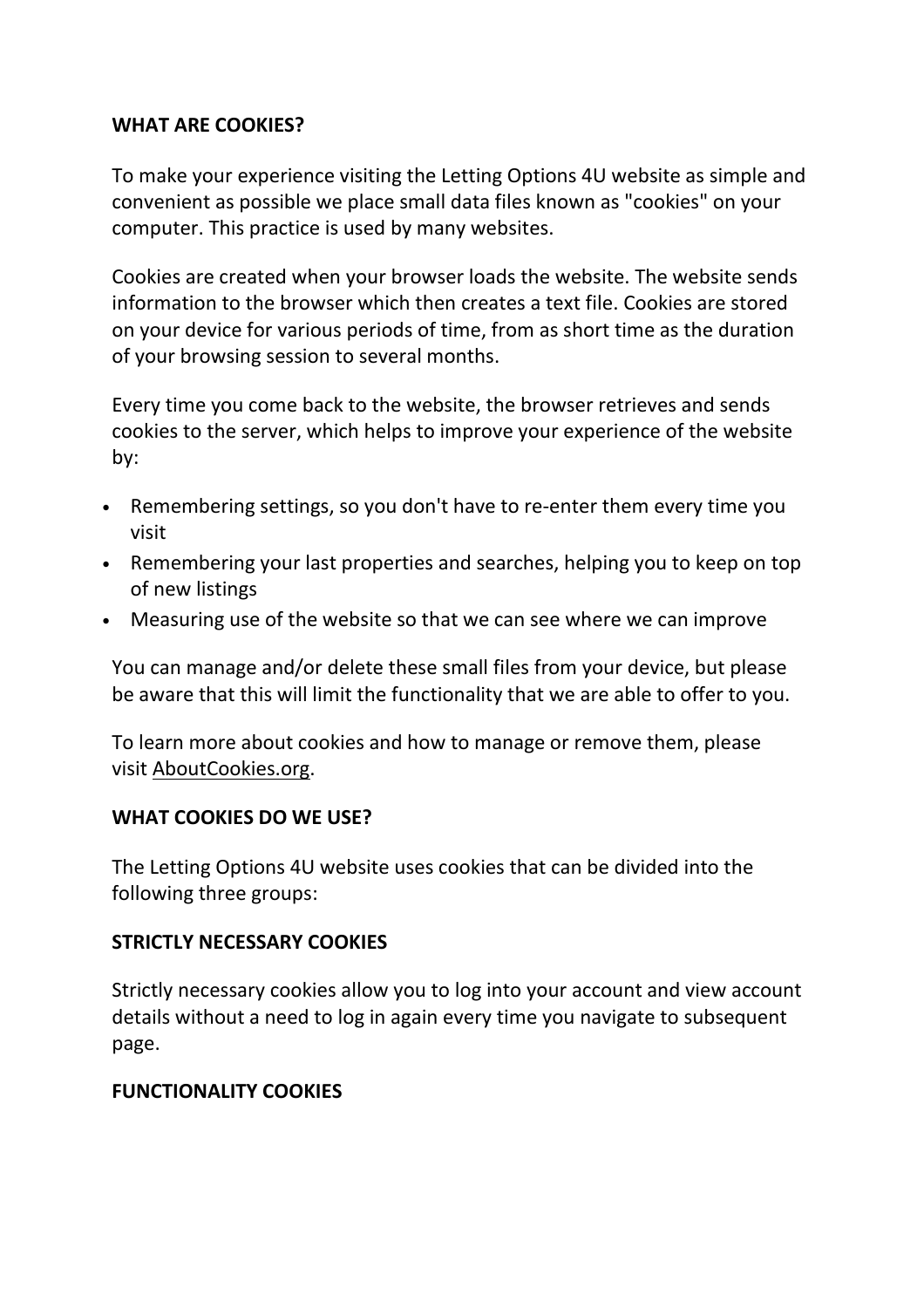## WHAT ARE COOKIES?

To make your experience visiting the Letting Options 4U website as simple and convenient as possible we place small data files known as "cookies" on your computer. This practice is used by many websites.

Cookies are created when your browser loads the website. The website sends information to the browser which then creates a text file. Cookies are stored on your device for various periods of time, from as short time as the duration of your browsing session to several months.

Every time you come back to the website, the browser retrieves and sends cookies to the server, which helps to improve your experience of the website by:

- Remembering settings, so you don't have to re-enter them every time you visit
- Remembering your last properties and searches, helping you to keep on top of new listings
- Measuring use of the website so that we can see where we can improve

You can manage and/or delete these small files from your device, but please be aware that this will limit the functionality that we are able to offer to you.

To learn more about cookies and how to manage or remove them, please visit AboutCookies.org.

## WHAT COOKIES DO WE USE?

The Letting Options 4U website uses cookies that can be divided into the following three groups:

### STRICTLY NECESSARY COOKIES

Strictly necessary cookies allow you to log into your account and view account details without a need to log in again every time you navigate to subsequent page.

### FUNCTIONALITY COOKIES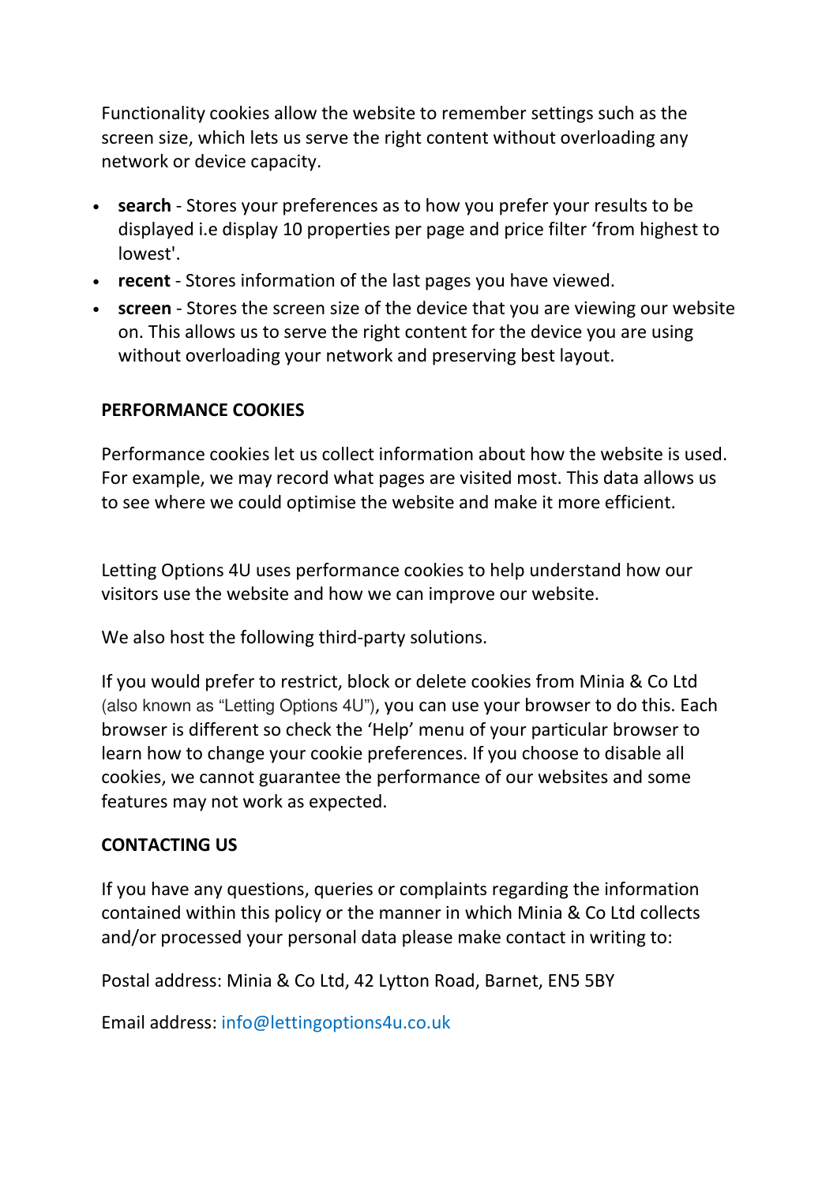Functionality cookies allow the website to remember settings such as the screen size, which lets us serve the right content without overloading any network or device capacity.

- **search** - Stores your preferences as to how you prefer your results to be displayed i.e display 10 properties per page and price filter 'from highest to lowest'.
- **recent** - Stores information of the last pages you have viewed.
- **screen** - Stores the screen size of the device that you are viewing our website on. This allows us to serve the right content for the device you are using without overloading your network and preserving best layout.

**PERFORMANCE COOKIES**

Performance cookies let us collect information about how the website is used. For example, we may record what pages are visited most. This data allows us to see where we could optimise the website and make it more efficient.

Letting Options 4U uses performance cookies to help understand how our visitors use the website and how we can improve our website.

We also host the following third-party solutions.

If you would prefer to restrict, block or delete cookies from Minia & Co Ltd (also known as "Letting Options 4U"), you can use your browser to do this. Each browser is different so check the 'Help' menu of your particular browser to learn how to change your cookie preferences. If you choose to disable all cookies, we cannot guarantee the performance of our websites and some features may not work as expected.

**CONTACTING US**

If you have any questions, queries or complaints regarding the information contained within this policy or the manner in which Minia & Co Ltd collects and/or processed your personal data please make contact in writing to:

Postal address: Minia & Co Ltd, 42 Lytton Road, Barnet, EN5 5BY

Email address: info@lettingoptions4u.co.uk